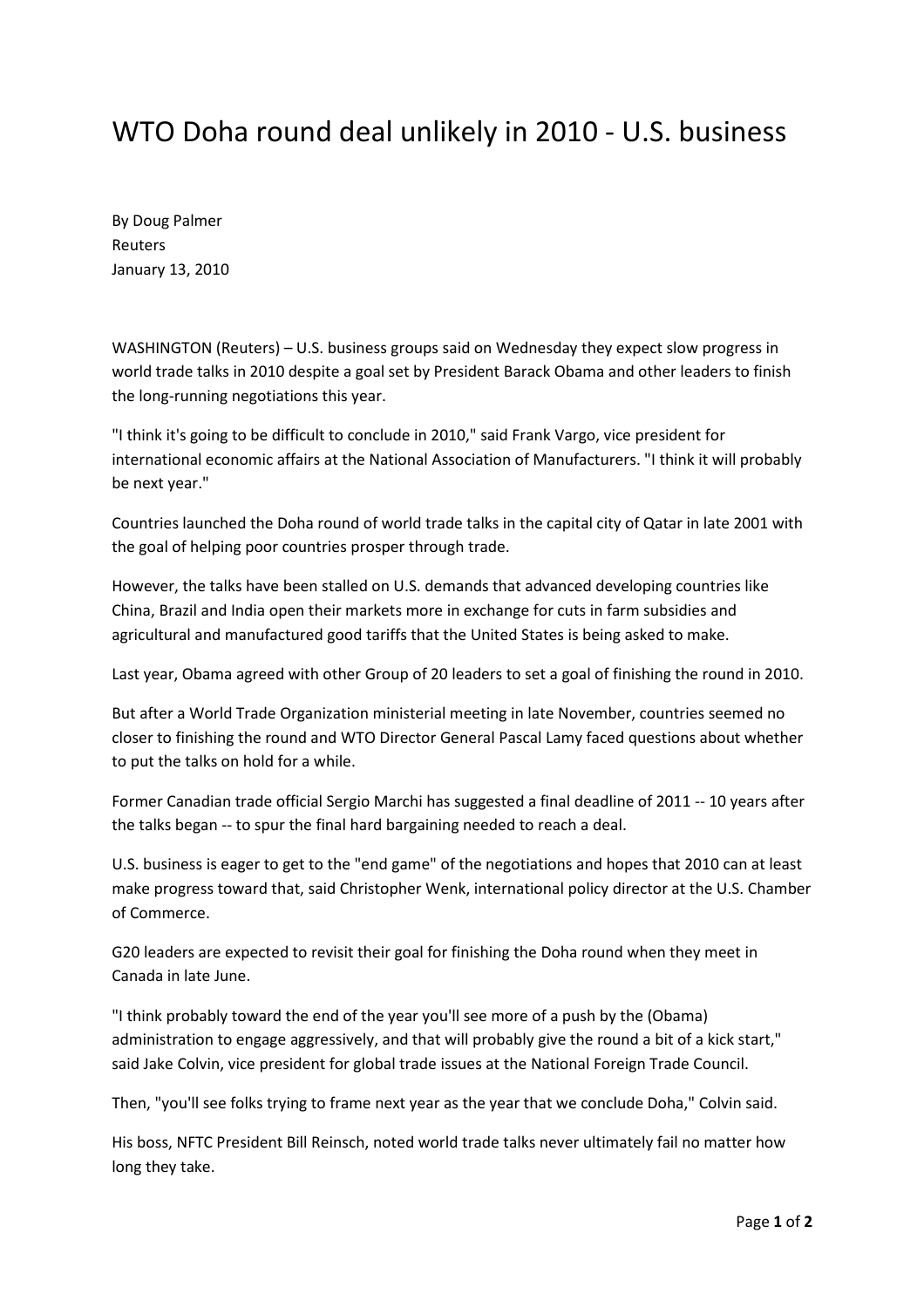# WTO Doha round deal unlikely in 2010 - U.S. business

By Doug Palmer
Reuters
January 13, 2010

WASHINGTON (Reuters) – U.S. business groups said on Wednesday they expect slow progress in world trade talks in 2010 despite a goal set by President Barack Obama and other leaders to finish the long-running negotiations this year.

"I think it's going to be difficult to conclude in 2010," said Frank Vargo, vice president for international economic affairs at the National Association of Manufacturers. "I think it will probably be next year."

Countries launched the Doha round of world trade talks in the capital city of Qatar in late 2001 with the goal of helping poor countries prosper through trade.

However, the talks have been stalled on U.S. demands that advanced developing countries like China, Brazil and India open their markets more in exchange for cuts in farm subsidies and agricultural and manufactured good tariffs that the United States is being asked to make.

Last year, Obama agreed with other Group of 20 leaders to set a goal of finishing the round in 2010.

But after a World Trade Organization ministerial meeting in late November, countries seemed no closer to finishing the round and WTO Director General Pascal Lamy faced questions about whether to put the talks on hold for a while.

Former Canadian trade official Sergio Marchi has suggested a final deadline of 2011 -- 10 years after the talks began -- to spur the final hard bargaining needed to reach a deal.

U.S. business is eager to get to the "end game" of the negotiations and hopes that 2010 can at least make progress toward that, said Christopher Wenk, international policy director at the U.S. Chamber of Commerce.

G20 leaders are expected to revisit their goal for finishing the Doha round when they meet in Canada in late June.

"I think probably toward the end of the year you'll see more of a push by the (Obama) administration to engage aggressively, and that will probably give the round a bit of a kick start," said Jake Colvin, vice president for global trade issues at the National Foreign Trade Council.

Then, "you'll see folks trying to frame next year as the year that we conclude Doha," Colvin said.

His boss, NFTC President Bill Reinsch, noted world trade talks never ultimately fail no matter how long they take.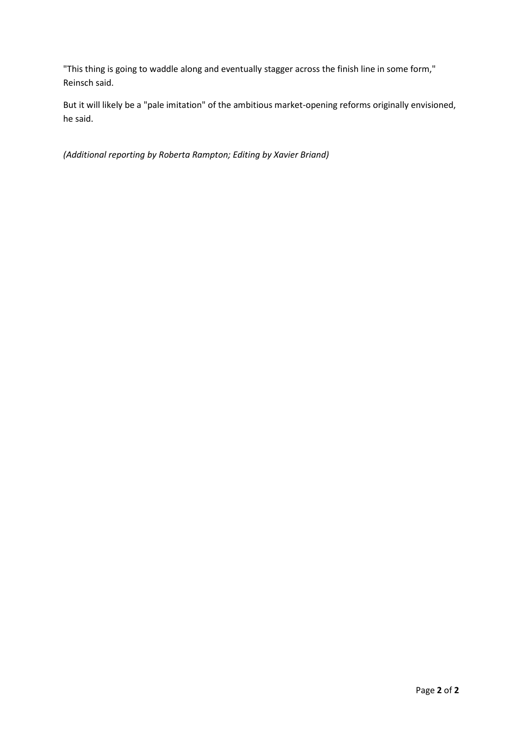"This thing is going to waddle along and eventually stagger across the finish line in some form," Reinsch said.

But it will likely be a "pale imitation" of the ambitious market-opening reforms originally envisioned, he said.

*(Additional reporting by Roberta Rampton; Editing by Xavier Briand)*